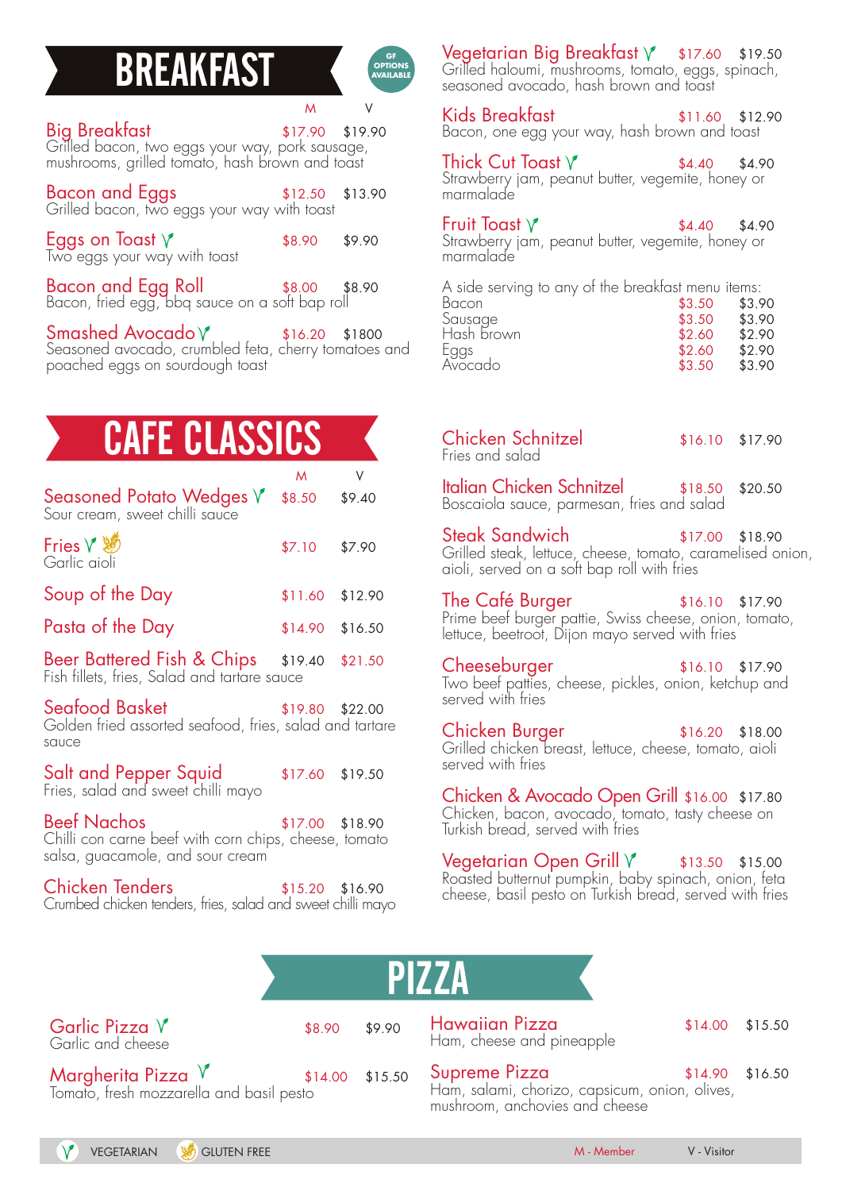# BREAKFAST

GF OPTIONS AVAILABLE

| Item | M | V |
|---|---|---|
| **Big Breakfast**<br>Grilled bacon, two eggs your way, pork sausage, mushrooms, grilled tomato, hash brown and toast | $17.90 | $19.90 |
| **Bacon and Eggs**<br>Grilled bacon, two eggs your way with toast | $12.50 | $13.90 |
| **Eggs on Toast** (V)<br>Two eggs your way with toast | $8.90 | $9.90 |
| **Bacon and Egg Roll**<br>Bacon, fried egg, bbq sauce on a soft bap roll | $8.00 | $8.90 |
| **Smashed Avocado** (V)<br>Seasoned avocado, crumbled feta, cherry tomatoes and poached eggs on sourdough toast | $16.20 | $1800 |
| **Vegetarian Big Breakfast** (V)<br>Grilled haloumi, mushrooms, tomato, eggs, spinach, seasoned avocado, hash brown and toast | $17.60 | $19.50 |
| **Kids Breakfast**<br>Bacon, one egg your way, hash brown and toast | $11.60 | $12.90 |
| **Thick Cut Toast** (V)<br>Strawberry jam, peanut butter, vegemite, honey or marmalade | $4.40 | $4.90 |
| **Fruit Toast** (V)<br>Strawberry jam, peanut butter, vegemite, honey or marmalade | $4.40 | $4.90 |

A side serving to any of the breakfast menu items:

| Side | M | V |
|---|---|---|
| Bacon | $3.50 | $3.90 |
| Sausage | $3.50 | $3.90 |
| Hash brown | $2.60 | $2.90 |
| Eggs | $2.60 | $2.90 |
| Avocado | $3.50 | $3.90 |

# CAFE CLASSICS

| Item | M | V |
|---|---|---|
| **Seasoned Potato Wedges** (V)<br>Sour cream, sweet chilli sauce | $8.50 | $9.40 |
| **Fries** (V) (GF)<br>Garlic aioli | $7.10 | $7.90 |
| **Soup of the Day** | $11.60 | $12.90 |
| **Pasta of the Day** | $14.90 | $16.50 |
| **Beer Battered Fish & Chips**<br>Fish fillets, fries, Salad and tartare sauce | $19.40 | $21.50 |
| **Seafood Basket**<br>Golden fried assorted seafood, fries, salad and tartare sauce | $19.80 | $22.00 |
| **Salt and Pepper Squid**<br>Fries, salad and sweet chilli mayo | $17.60 | $19.50 |
| **Beef Nachos**<br>Chilli con carne beef with corn chips, cheese, tomato salsa, guacamole, and sour cream | $17.00 | $18.90 |
| **Chicken Tenders**<br>Crumbed chicken tenders, fries, salad and sweet chilli mayo | $15.20 | $16.90 |
| **Chicken Schnitzel**<br>Fries and salad | $16.10 | $17.90 |
| **Italian Chicken Schnitzel**<br>Boscaiola sauce, parmesan, fries and salad | $18.50 | $20.50 |
| **Steak Sandwich**<br>Grilled steak, lettuce, cheese, tomato, caramelised onion, aioli, served on a soft bap roll with fries | $17.00 | $18.90 |
| **The Café Burger**<br>Prime beef burger pattie, Swiss cheese, onion, tomato, lettuce, beetroot, Dijon mayo served with fries | $16.10 | $17.90 |
| **Cheeseburger**<br>Two beef patties, cheese, pickles, onion, ketchup and served with fries | $16.10 | $17.90 |
| **Chicken Burger**<br>Grilled chicken breast, lettuce, cheese, tomato, aioli served with fries | $16.20 | $18.00 |
| **Chicken & Avocado Open Grill**<br>Chicken, bacon, avocado, tomato, tasty cheese on Turkish bread, served with fries | $16.00 | $17.80 |
| **Vegetarian Open Grill** (V)<br>Roasted butternut pumpkin, baby spinach, onion, feta cheese, basil pesto on Turkish bread, served with fries | $13.50 | $15.00 |

# PIZZA

| Item | M | V |
|---|---|---|
| **Garlic Pizza** (V)<br>Garlic and cheese | $8.90 | $9.90 |
| **Margherita Pizza** (V)<br>Tomato, fresh mozzarella and basil pesto | $14.00 | $15.50 |
| **Hawaiian Pizza**<br>Ham, cheese and pineapple | $14.00 | $15.50 |
| **Supreme Pizza**<br>Ham, salami, chorizo, capsicum, onion, olives, mushroom, anchovies and cheese | $14.90 | $16.50 |

(V) VEGETARIAN (GF) GLUTEN FREE — M - Member, V - Visitor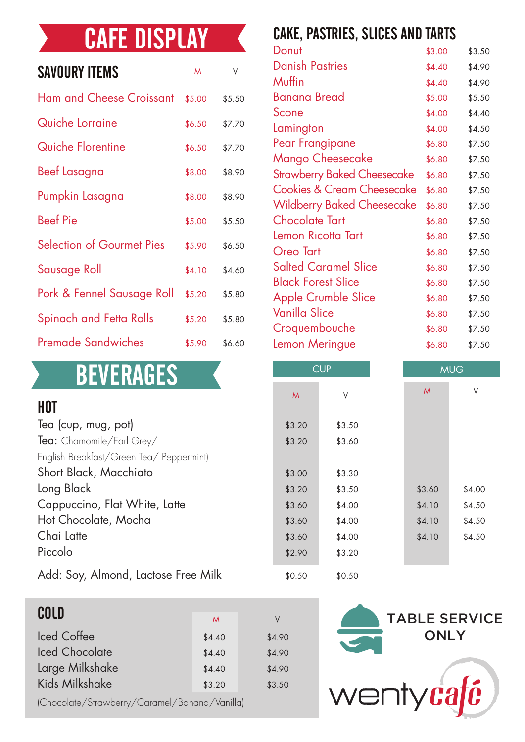# CAFE DISPLAY

## SAVOURY ITEMS

| Item | M | V |
|---|---|---|
| Ham and Cheese Croissant | $5.00 | $5.50 |
| Quiche Lorraine | $6.50 | $7.70 |
| Quiche Florentine | $6.50 | $7.70 |
| Beef Lasagna | $8.00 | $8.90 |
| Pumpkin Lasagna | $8.00 | $8.90 |
| Beef Pie | $5.00 | $5.50 |
| Selection of Gourmet Pies | $5.90 | $6.50 |
| Sausage Roll | $4.10 | $4.60 |
| Pork & Fennel Sausage Roll | $5.20 | $5.80 |
| Spinach and Fetta Rolls | $5.20 | $5.80 |
| Premade Sandwiches | $5.90 | $6.60 |

## CAKE, PASTRIES, SLICES AND TARTS

| Item | M | V |
|---|---|---|
| Donut | $3.00 | $3.50 |
| Danish Pastries | $4.40 | $4.90 |
| Muffin | $4.40 | $4.90 |
| Banana Bread | $5.00 | $5.50 |
| Scone | $4.00 | $4.40 |
| Lamington | $4.00 | $4.50 |
| Pear Frangipane | $6.80 | $7.50 |
| Mango Cheesecake | $6.80 | $7.50 |
| Strawberry Baked Cheesecake | $6.80 | $7.50 |
| Cookies & Cream Cheesecake | $6.80 | $7.50 |
| Wildberry Baked Cheesecake | $6.80 | $7.50 |
| Chocolate Tart | $6.80 | $7.50 |
| Lemon Ricotta Tart | $6.80 | $7.50 |
| Oreo Tart | $6.80 | $7.50 |
| Salted Caramel Slice | $6.80 | $7.50 |
| Black Forest Slice | $6.80 | $7.50 |
| Apple Crumble Slice | $6.80 | $7.50 |
| Vanilla Slice | $6.80 | $7.50 |
| Croquembouche | $6.80 | $7.50 |
| Lemon Meringue | $6.80 | $7.50 |

# BEVERAGES

## HOT

| | CUP | | MUG | |
|---|---|---|---|---|
| | M | V | M | V |
| Tea (cup, mug, pot) | $3.20 | $3.50 | | |
| Tea: Chamomile/Earl Grey/ English Breakfast/Green Tea/ Peppermint) | $3.20 | $3.60 | | |
| Short Black, Macchiato | $3.00 | $3.30 | | |
| Long Black | $3.20 | $3.50 | $3.60 | $4.00 |
| Cappuccino, Flat White, Latte | $3.60 | $4.00 | $4.10 | $4.50 |
| Hot Chocolate, Mocha | $3.60 | $4.00 | $4.10 | $4.50 |
| Chai Latte | $3.60 | $4.00 | $4.10 | $4.50 |
| Piccolo | $2.90 | $3.20 | | |
| Add: Soy, Almond, Lactose Free Milk | $0.50 | $0.50 | | |

## COLD

| Item | M | V |
|---|---|---|
| Iced Coffee | $4.40 | $4.90 |
| Iced Chocolate | $4.40 | $4.90 |
| Large Milkshake | $4.40 | $4.90 |
| Kids Milkshake | $3.20 | $3.50 |

(Chocolate/Strawberry/Caramel/Banana/Vanilla)

TABLE SERVICE ONLY

wentycafé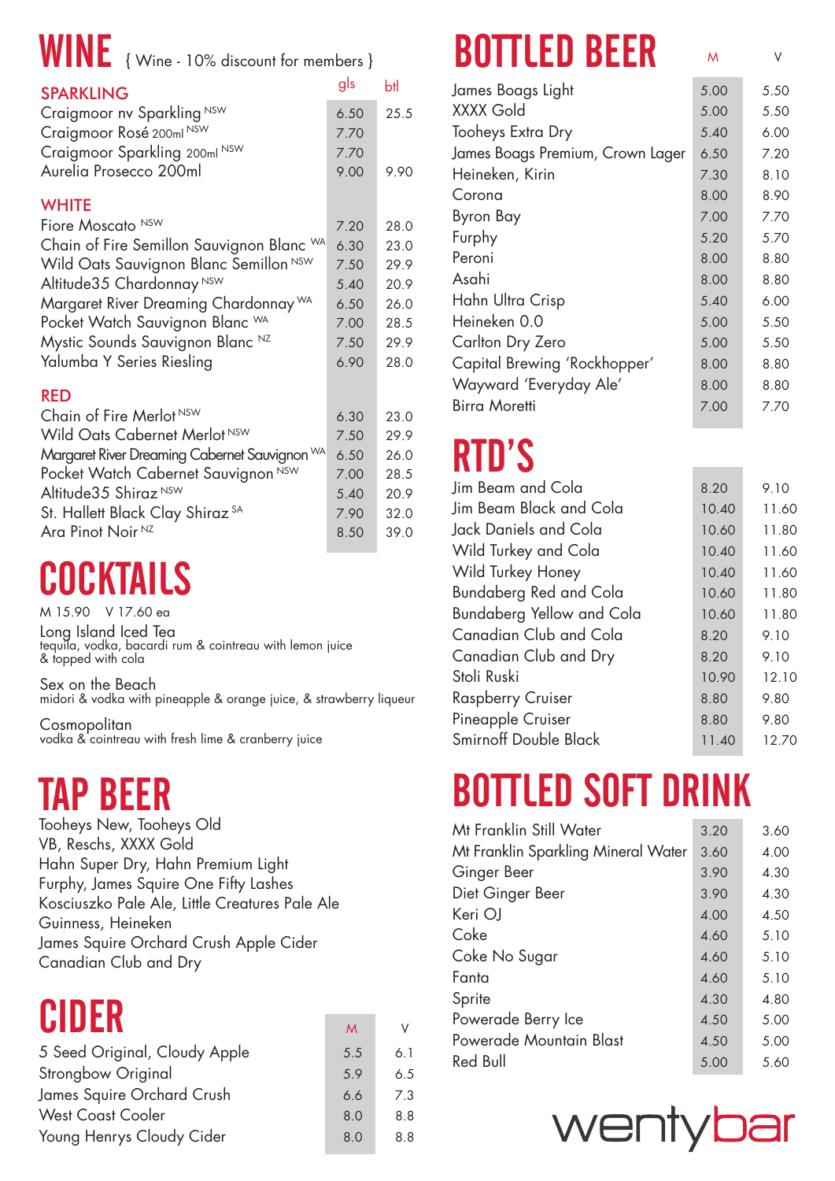# WINE

{ Wine - 10% discount for members }

| SPARKLING | gls | btl |
|---|---|---|
| Craigmoor nv Sparkling NSW | 6.50 | 25.5 |
| Craigmoor Rosé 200ml NSW | 7.70 | |
| Craigmoor Sparkling 200ml NSW | 7.70 | |
| Aurelia Prosecco 200ml | 9.00 | 9.90 |
| **WHITE** | | |
| Fiore Moscato NSW | 7.20 | 28.0 |
| Chain of Fire Semillon Sauvignon Blanc WA | 6.30 | 23.0 |
| Wild Oats Sauvignon Blanc Semillon NSW | 7.50 | 29.9 |
| Altitude35 Chardonnay NSW | 5.40 | 20.9 |
| Margaret River Dreaming Chardonnay WA | 6.50 | 26.0 |
| Pocket Watch Sauvignon Blanc WA | 7.00 | 28.5 |
| Mystic Sounds Sauvignon Blanc NZ | 7.50 | 29.9 |
| Yalumba Y Series Riesling | 6.90 | 28.0 |
| **RED** | | |
| Chain of Fire Merlot NSW | 6.30 | 23.0 |
| Wild Oats Cabernet Merlot NSW | 7.50 | 29.9 |
| Margaret River Dreaming Cabernet Sauvignon WA | 6.50 | 26.0 |
| Pocket Watch Cabernet Sauvignon NSW | 7.00 | 28.5 |
| Altitude35 Shiraz NSW | 5.40 | 20.9 |
| St. Hallett Black Clay Shiraz SA | 7.90 | 32.0 |
| Ara Pinot Noir NZ | 8.50 | 39.0 |

# COCKTAILS

M 15.90 V 17.60 ea

Long Island Iced Tea
tequila, vodka, bacardi rum & cointreau with lemon juice & topped with cola

Sex on the Beach
midori & vodka with pineapple & orange juice, & strawberry liqueur

Cosmopolitan
vodka & cointreau with fresh lime & cranberry juice

# TAP BEER

Tooheys New, Tooheys Old
VB, Reschs, XXXX Gold
Hahn Super Dry, Hahn Premium Light
Furphy, James Squire One Fifty Lashes
Kosciuszko Pale Ale, Little Creatures Pale Ale
Guinness, Heineken
James Squire Orchard Crush Apple Cider
Canadian Club and Dry

# CIDER

| | M | V |
|---|---|---|
| 5 Seed Original, Cloudy Apple | 5.5 | 6.1 |
| Strongbow Original | 5.9 | 6.5 |
| James Squire Orchard Crush | 6.6 | 7.3 |
| West Coast Cooler | 8.0 | 8.8 |
| Young Henrys Cloudy Cider | 8.0 | 8.8 |

# BOTTLED BEER

| | M | V |
|---|---|---|
| James Boags Light | 5.00 | 5.50 |
| XXXX Gold | 5.00 | 5.50 |
| Tooheys Extra Dry | 5.40 | 6.00 |
| James Boags Premium, Crown Lager | 6.50 | 7.20 |
| Heineken, Kirin | 7.30 | 8.10 |
| Corona | 8.00 | 8.90 |
| Byron Bay | 7.00 | 7.70 |
| Furphy | 5.20 | 5.70 |
| Peroni | 8.00 | 8.80 |
| Asahi | 8.00 | 8.80 |
| Hahn Ultra Crisp | 5.40 | 6.00 |
| Heineken 0.0 | 5.00 | 5.50 |
| Carlton Dry Zero | 5.00 | 5.50 |
| Capital Brewing 'Rockhopper' | 8.00 | 8.80 |
| Wayward 'Everyday Ale' | 8.00 | 8.80 |
| Birra Moretti | 7.00 | 7.70 |

# RTD'S

| | M | V |
|---|---|---|
| Jim Beam and Cola | 8.20 | 9.10 |
| Jim Beam Black and Cola | 10.40 | 11.60 |
| Jack Daniels and Cola | 10.60 | 11.80 |
| Wild Turkey and Cola | 10.40 | 11.60 |
| Wild Turkey Honey | 10.40 | 11.60 |
| Bundaberg Red and Cola | 10.60 | 11.80 |
| Bundaberg Yellow and Cola | 10.60 | 11.80 |
| Canadian Club and Cola | 8.20 | 9.10 |
| Canadian Club and Dry | 8.20 | 9.10 |
| Stoli Ruski | 10.90 | 12.10 |
| Raspberry Cruiser | 8.80 | 9.80 |
| Pineapple Cruiser | 8.80 | 9.80 |
| Smirnoff Double Black | 11.40 | 12.70 |

# BOTTLED SOFT DRINK

| | M | V |
|---|---|---|
| Mt Franklin Still Water | 3.20 | 3.60 |
| Mt Franklin Sparkling Mineral Water | 3.60 | 4.00 |
| Ginger Beer | 3.90 | 4.30 |
| Diet Ginger Beer | 3.90 | 4.30 |
| Keri OJ | 4.00 | 4.50 |
| Coke | 4.60 | 5.10 |
| Coke No Sugar | 4.60 | 5.10 |
| Fanta | 4.60 | 5.10 |
| Sprite | 4.30 | 4.80 |
| Powerade Berry Ice | 4.50 | 5.00 |
| Powerade Mountain Blast | 4.50 | 5.00 |
| Red Bull | 5.00 | 5.60 |

wentybar